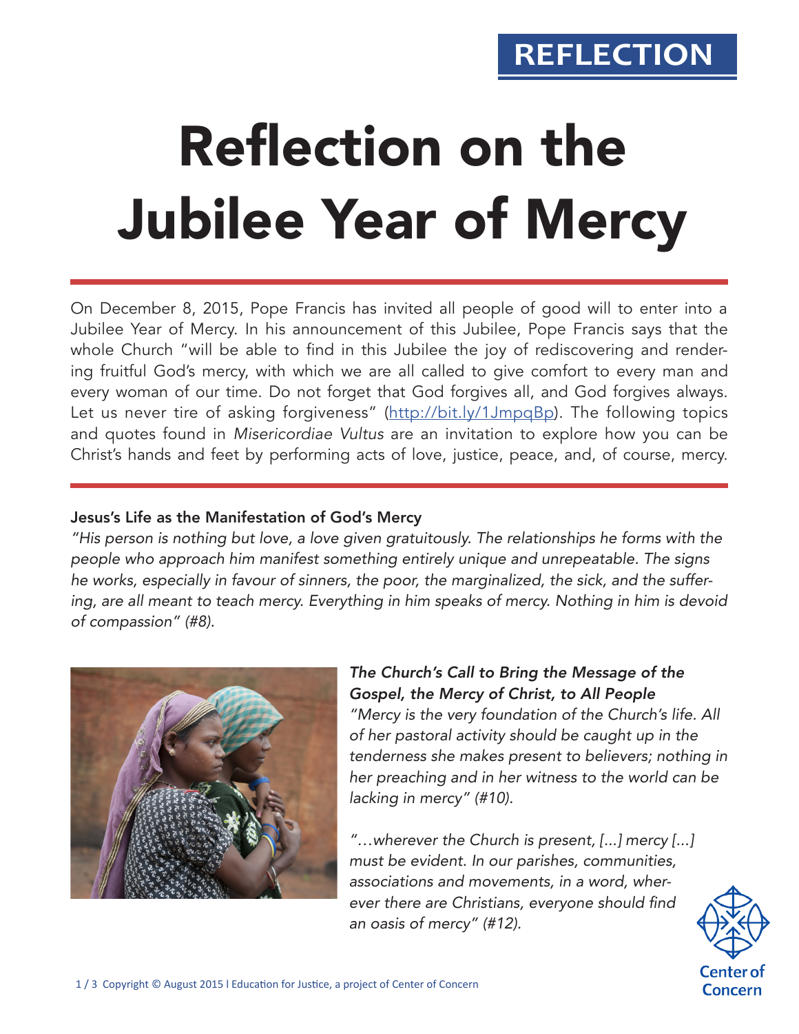REFLECTION

# Reflection on the Jubilee Year of Mercy

On December 8, 2015, Pope Francis has invited all people of good will to enter into a Jubilee Year of Mercy. In his announcement of this Jubilee, Pope Francis says that the whole Church "will be able to find in this Jubilee the joy of rediscovering and rendering fruitful God's mercy, with which we are all called to give comfort to every man and every woman of our time. Do not forget that God forgives all, and God forgives always. Let us never tire of asking forgiveness" (http://bit.ly/1JmpqBp). The following topics and quotes found in *Misericordiae Vultus* are an invitation to explore how you can be Christ's hands and feet by performing acts of love, justice, peace, and, of course, mercy.

### Jesus's Life as the Manifestation of God's Mercy

*"His person is nothing but love, a love given gratuitously. The relationships he forms with the people who approach him manifest something entirely unique and unrepeatable. The signs he works, especially in favour of sinners, the poor, the marginalized, the sick, and the suffering, are all meant to teach mercy. Everything in him speaks of mercy. Nothing in him is devoid of compassion" (#8).*

### *The Church's Call to Bring the Message of the Gospel, the Mercy of Christ, to All People*

*"Mercy is the very foundation of the Church's life. All of her pastoral activity should be caught up in the tenderness she makes present to believers; nothing in her preaching and in her witness to the world can be lacking in mercy" (#10).*

*"…wherever the Church is present, [...] mercy [...] must be evident. In our parishes, communities, associations and movements, in a word, wherever there are Christians, everyone should find an oasis of mercy" (#12).*

Copyright © August 2015 | Education for Justice, a project of Center of Concern

Center of Concern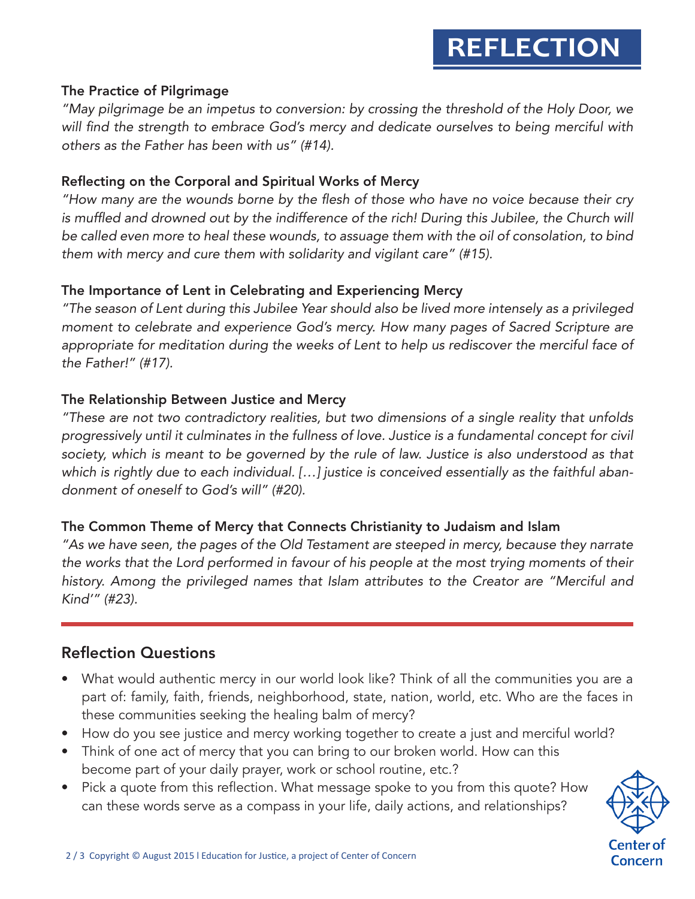# REFLECTION

### The Practice of Pilgrimage

*"May pilgrimage be an impetus to conversion: by crossing the threshold of the Holy Door, we will find the strength to embrace God's mercy and dedicate ourselves to being merciful with others as the Father has been with us" (#14).*

### Reflecting on the Corporal and Spiritual Works of Mercy

*"How many are the wounds borne by the flesh of those who have no voice because their cry is muffled and drowned out by the indifference of the rich! During this Jubilee, the Church will be called even more to heal these wounds, to assuage them with the oil of consolation, to bind them with mercy and cure them with solidarity and vigilant care" (#15).*

### The Importance of Lent in Celebrating and Experiencing Mercy

*"The season of Lent during this Jubilee Year should also be lived more intensely as a privileged moment to celebrate and experience God's mercy. How many pages of Sacred Scripture are appropriate for meditation during the weeks of Lent to help us rediscover the merciful face of the Father!" (#17).*

### The Relationship Between Justice and Mercy

*"These are not two contradictory realities, but two dimensions of a single reality that unfolds progressively until it culminates in the fullness of love. Justice is a fundamental concept for civil society, which is meant to be governed by the rule of law. Justice is also understood as that which is rightly due to each individual. […] justice is conceived essentially as the faithful abandonment of oneself to God's will" (#20).*

### The Common Theme of Mercy that Connects Christianity to Judaism and Islam

*"As we have seen, the pages of the Old Testament are steeped in mercy, because they narrate the works that the Lord performed in favour of his people at the most trying moments of their history. Among the privileged names that Islam attributes to the Creator are "Merciful and Kind'" (#23).*

---

## Reflection Questions

- What would authentic mercy in our world look like? Think of all the communities you are a part of: family, faith, friends, neighborhood, state, nation, world, etc. Who are the faces in these communities seeking the healing balm of mercy?
- How do you see justice and mercy working together to create a just and merciful world?
- Think of one act of mercy that you can bring to our broken world. How can this become part of your daily prayer, work or school routine, etc.?
- Pick a quote from this reflection. What message spoke to you from this quote? How can these words serve as a compass in your life, daily actions, and relationships?

Copyright © August 2015 l Education for Justice, a project of Center of Concern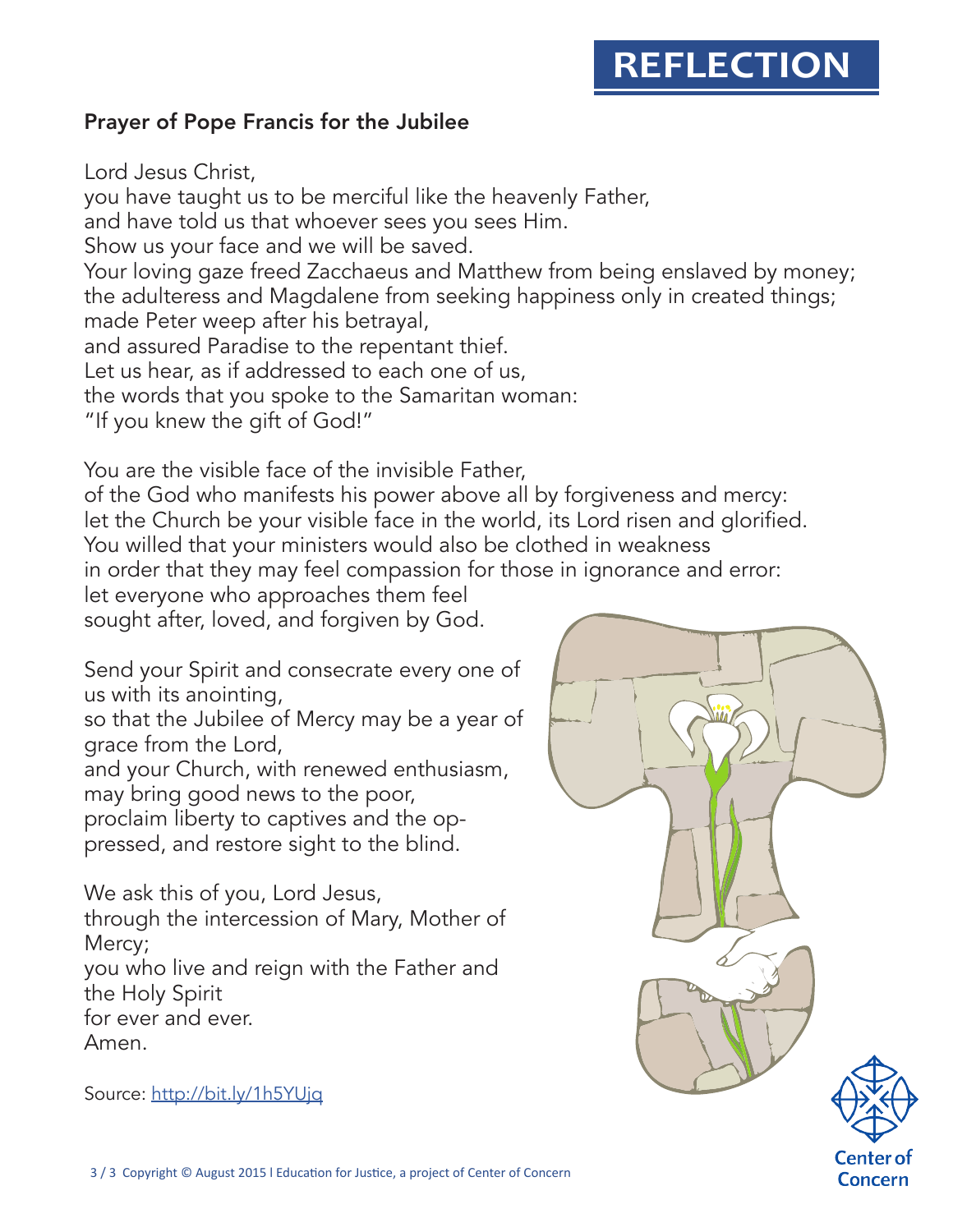# REFLECTION

## Prayer of Pope Francis for the Jubilee

Lord Jesus Christ,
you have taught us to be merciful like the heavenly Father,
and have told us that whoever sees you sees Him.
Show us your face and we will be saved.
Your loving gaze freed Zacchaeus and Matthew from being enslaved by money;
the adulteress and Magdalene from seeking happiness only in created things;
made Peter weep after his betrayal,
and assured Paradise to the repentant thief.
Let us hear, as if addressed to each one of us,
the words that you spoke to the Samaritan woman:
"If you knew the gift of God!"

You are the visible face of the invisible Father,
of the God who manifests his power above all by forgiveness and mercy:
let the Church be your visible face in the world, its Lord risen and glorified.
You willed that your ministers would also be clothed in weakness
in order that they may feel compassion for those in ignorance and error:
let everyone who approaches them feel
sought after, loved, and forgiven by God.

Send your Spirit and consecrate every one of us with its anointing,
so that the Jubilee of Mercy may be a year of grace from the Lord,
and your Church, with renewed enthusiasm,
may bring good news to the poor,
proclaim liberty to captives and the oppressed, and restore sight to the blind.

We ask this of you, Lord Jesus,
through the intercession of Mary, Mother of Mercy;
you who live and reign with the Father and the Holy Spirit
for ever and ever.
Amen.

Source: [http://bit.ly/1h5YUjq](http://bit.ly/1h5YUjq)

Copyright © August 2015 l Education for Justice, a project of Center of Concern